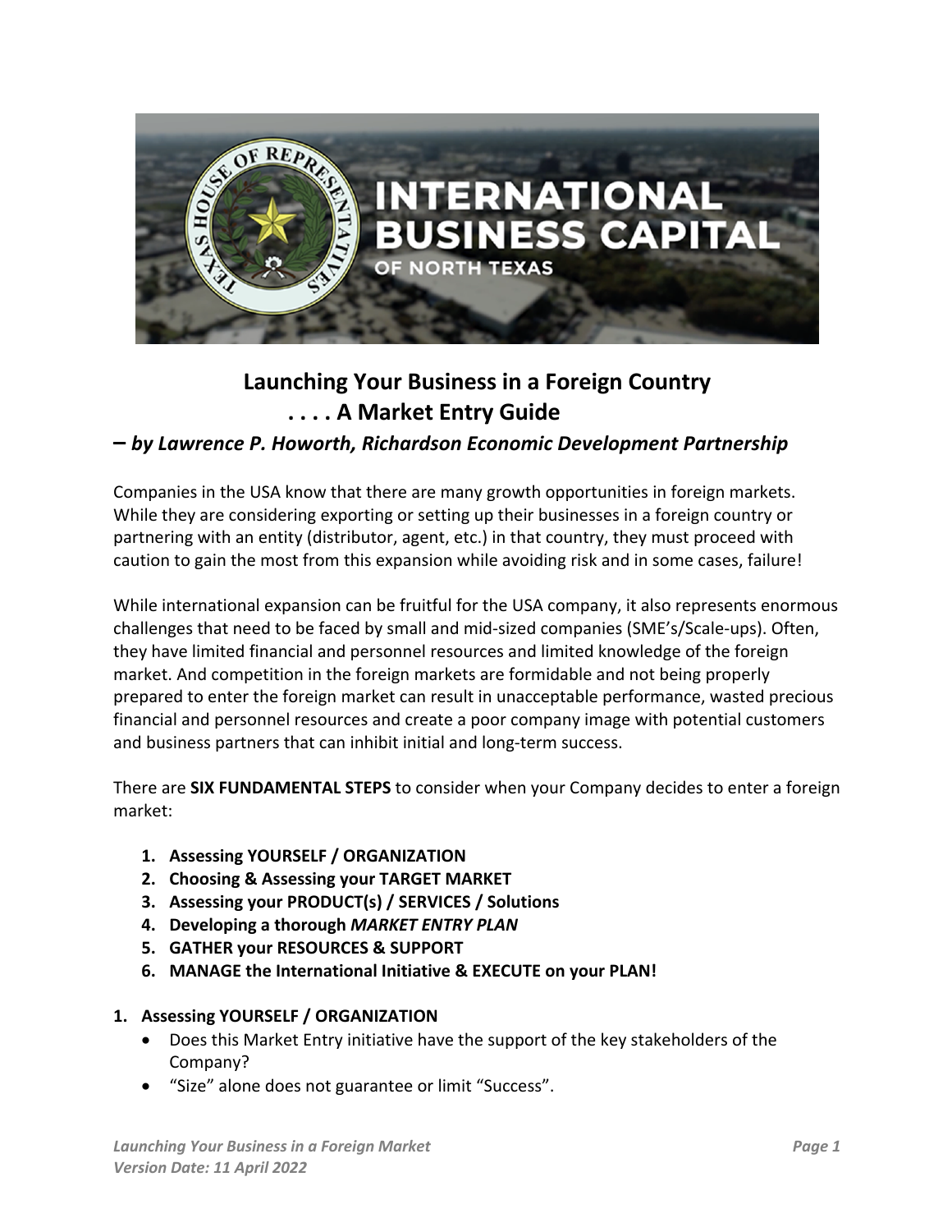# Launching Your Business in a Foreign Country
## . . . . A Market Entry Guide

***– by Lawrence P. Howorth, Richardson Economic Development Partnership***

Companies in the USA know that there are many growth opportunities in foreign markets. While they are considering exporting or setting up their businesses in a foreign country or partnering with an entity (distributor, agent, etc.) in that country, they must proceed with caution to gain the most from this expansion while avoiding risk and in some cases, failure!

While international expansion can be fruitful for the USA company, it also represents enormous challenges that need to be faced by small and mid-sized companies (SME's/Scale-ups). Often, they have limited financial and personnel resources and limited knowledge of the foreign market. And competition in the foreign markets are formidable and not being properly prepared to enter the foreign market can result in unacceptable performance, wasted precious financial and personnel resources and create a poor company image with potential customers and business partners that can inhibit initial and long-term success.

There are **SIX FUNDAMENTAL STEPS** to consider when your Company decides to enter a foreign market:

1. **Assessing YOURSELF / ORGANIZATION**
2. **Choosing & Assessing your TARGET MARKET**
3. **Assessing your PRODUCT(s) / SERVICES / Solutions**
4. **Developing a thorough *MARKET ENTRY PLAN***
5. **GATHER your RESOURCES & SUPPORT**
6. **MANAGE the International Initiative & EXECUTE on your PLAN!**

### 1. Assessing YOURSELF / ORGANIZATION

- Does this Market Entry initiative have the support of the key stakeholders of the Company?
- "Size" alone does not guarantee or limit "Success".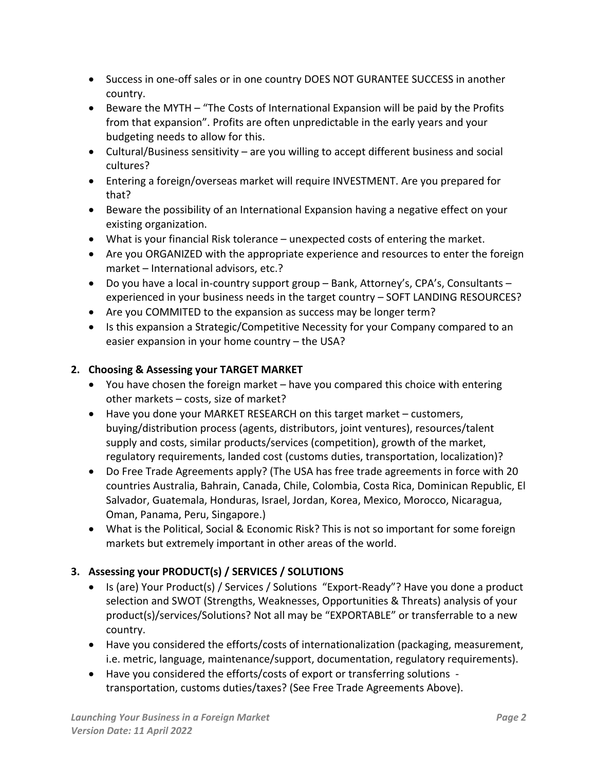- Success in one-off sales or in one country DOES NOT GURANTEE SUCCESS in another country.
- Beware the MYTH – "The Costs of International Expansion will be paid by the Profits from that expansion". Profits are often unpredictable in the early years and your budgeting needs to allow for this.
- Cultural/Business sensitivity – are you willing to accept different business and social cultures?
- Entering a foreign/overseas market will require INVESTMENT. Are you prepared for that?
- Beware the possibility of an International Expansion having a negative effect on your existing organization.
- What is your financial Risk tolerance – unexpected costs of entering the market.
- Are you ORGANIZED with the appropriate experience and resources to enter the foreign market – International advisors, etc.?
- Do you have a local in-country support group – Bank, Attorney's, CPA's, Consultants – experienced in your business needs in the target country – SOFT LANDING RESOURCES?
- Are you COMMITED to the expansion as success may be longer term?
- Is this expansion a Strategic/Competitive Necessity for your Company compared to an easier expansion in your home country – the USA?

**2. Choosing & Assessing your TARGET MARKET**

- You have chosen the foreign market – have you compared this choice with entering other markets – costs, size of market?
- Have you done your MARKET RESEARCH on this target market – customers, buying/distribution process (agents, distributors, joint ventures), resources/talent supply and costs, similar products/services (competition), growth of the market, regulatory requirements, landed cost (customs duties, transportation, localization)?
- Do Free Trade Agreements apply? (The USA has free trade agreements in force with 20 countries Australia, Bahrain, Canada, Chile, Colombia, Costa Rica, Dominican Republic, El Salvador, Guatemala, Honduras, Israel, Jordan, Korea, Mexico, Morocco, Nicaragua, Oman, Panama, Peru, Singapore.)
- What is the Political, Social & Economic Risk? This is not so important for some foreign markets but extremely important in other areas of the world.

**3. Assessing your PRODUCT(s) / SERVICES / SOLUTIONS**

- Is (are) Your Product(s) / Services / Solutions "Export-Ready"? Have you done a product selection and SWOT (Strengths, Weaknesses, Opportunities & Threats) analysis of your product(s)/services/Solutions? Not all may be "EXPORTABLE" or transferrable to a new country.
- Have you considered the efforts/costs of internationalization (packaging, measurement, i.e. metric, language, maintenance/support, documentation, regulatory requirements).
- Have you considered the efforts/costs of export or transferring solutions - transportation, customs duties/taxes? (See Free Trade Agreements Above).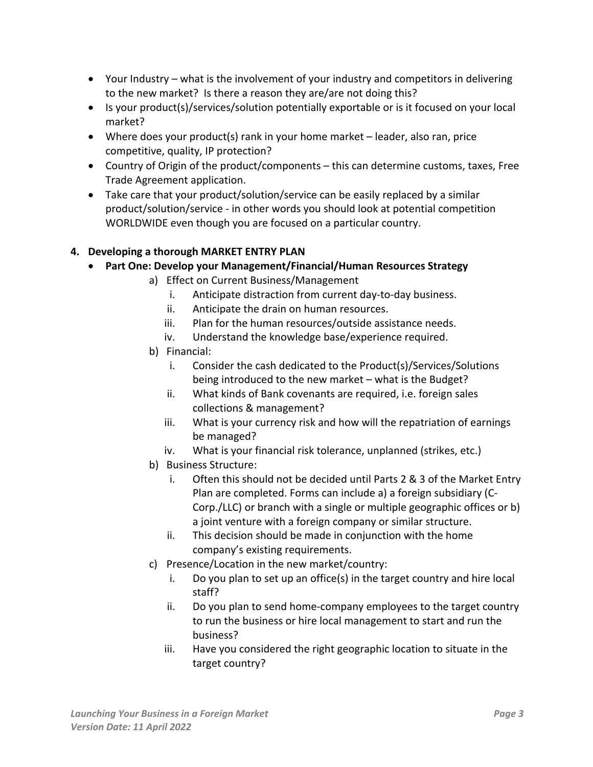- Your Industry – what is the involvement of your industry and competitors in delivering to the new market? Is there a reason they are/are not doing this?
- Is your product(s)/services/solution potentially exportable or is it focused on your local market?
- Where does your product(s) rank in your home market – leader, also ran, price competitive, quality, IP protection?
- Country of Origin of the product/components – this can determine customs, taxes, Free Trade Agreement application.
- Take care that your product/solution/service can be easily replaced by a similar product/solution/service - in other words you should look at potential competition WORLDWIDE even though you are focused on a particular country.

**4. Developing a thorough MARKET ENTRY PLAN**

- **Part One: Develop your Management/Financial/Human Resources Strategy**
    - a) Effect on Current Business/Management
        - i. Anticipate distraction from current day-to-day business.
        - ii. Anticipate the drain on human resources.
        - iii. Plan for the human resources/outside assistance needs.
        - iv. Understand the knowledge base/experience required.
    - b) Financial:
        - i. Consider the cash dedicated to the Product(s)/Services/Solutions being introduced to the new market – what is the Budget?
        - ii. What kinds of Bank covenants are required, i.e. foreign sales collections & management?
        - iii. What is your currency risk and how will the repatriation of earnings be managed?
        - iv. What is your financial risk tolerance, unplanned (strikes, etc.)
    - b) Business Structure:
        - i. Often this should not be decided until Parts 2 & 3 of the Market Entry Plan are completed. Forms can include a) a foreign subsidiary (C-Corp./LLC) or branch with a single or multiple geographic offices or b) a joint venture with a foreign company or similar structure.
        - ii. This decision should be made in conjunction with the home company's existing requirements.
    - c) Presence/Location in the new market/country:
        - i. Do you plan to set up an office(s) in the target country and hire local staff?
        - ii. Do you plan to send home-company employees to the target country to run the business or hire local management to start and run the business?
        - iii. Have you considered the right geographic location to situate in the target country?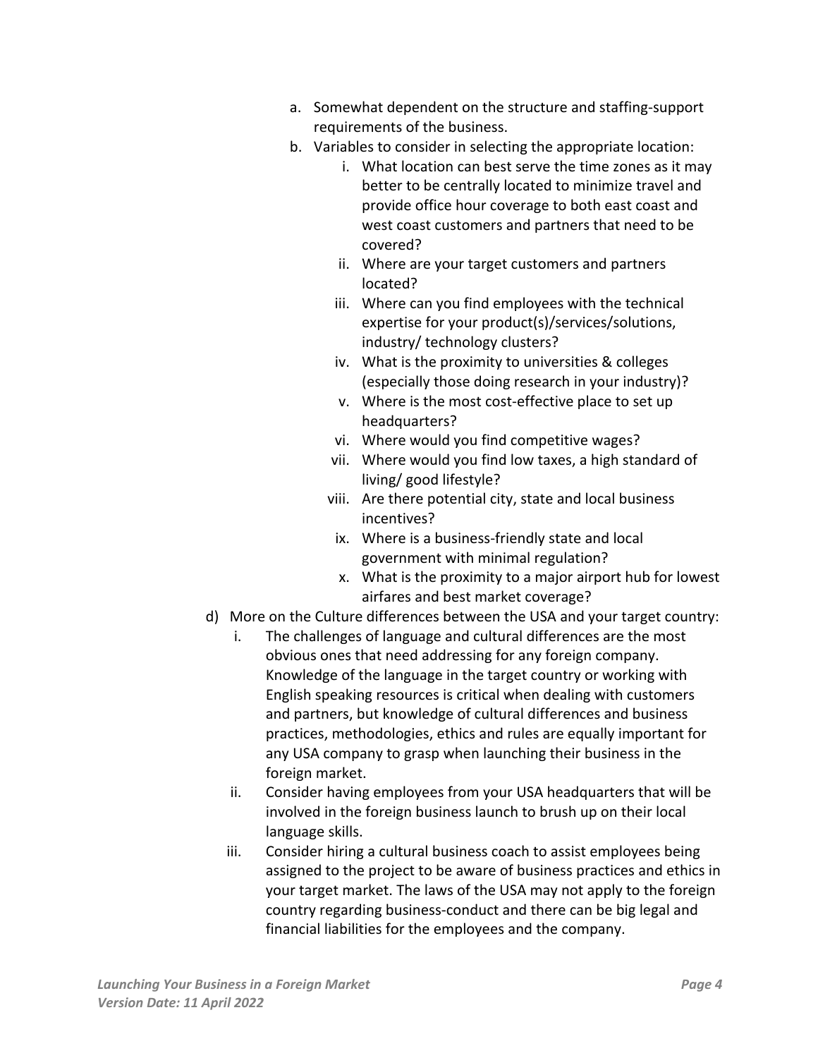a. Somewhat dependent on the structure and staffing-support requirements of the business.
   b. Variables to consider in selecting the appropriate location:
      i. What location can best serve the time zones as it may better to be centrally located to minimize travel and provide office hour coverage to both east coast and west coast customers and partners that need to be covered?
      ii. Where are your target customers and partners located?
      iii. Where can you find employees with the technical expertise for your product(s)/services/solutions, industry/ technology clusters?
      iv. What is the proximity to universities & colleges (especially those doing research in your industry)?
      v. Where is the most cost-effective place to set up headquarters?
      vi. Where would you find competitive wages?
      vii. Where would you find low taxes, a high standard of living/ good lifestyle?
      viii. Are there potential city, state and local business incentives?
      ix. Where is a business-friendly state and local government with minimal regulation?
      x. What is the proximity to a major airport hub for lowest airfares and best market coverage?

d) More on the Culture differences between the USA and your target country:
   i. The challenges of language and cultural differences are the most obvious ones that need addressing for any foreign company. Knowledge of the language in the target country or working with English speaking resources is critical when dealing with customers and partners, but knowledge of cultural differences and business practices, methodologies, ethics and rules are equally important for any USA company to grasp when launching their business in the foreign market.
   ii. Consider having employees from your USA headquarters that will be involved in the foreign business launch to brush up on their local language skills.
   iii. Consider hiring a cultural business coach to assist employees being assigned to the project to be aware of business practices and ethics in your target market. The laws of the USA may not apply to the foreign country regarding business-conduct and there can be big legal and financial liabilities for the employees and the company.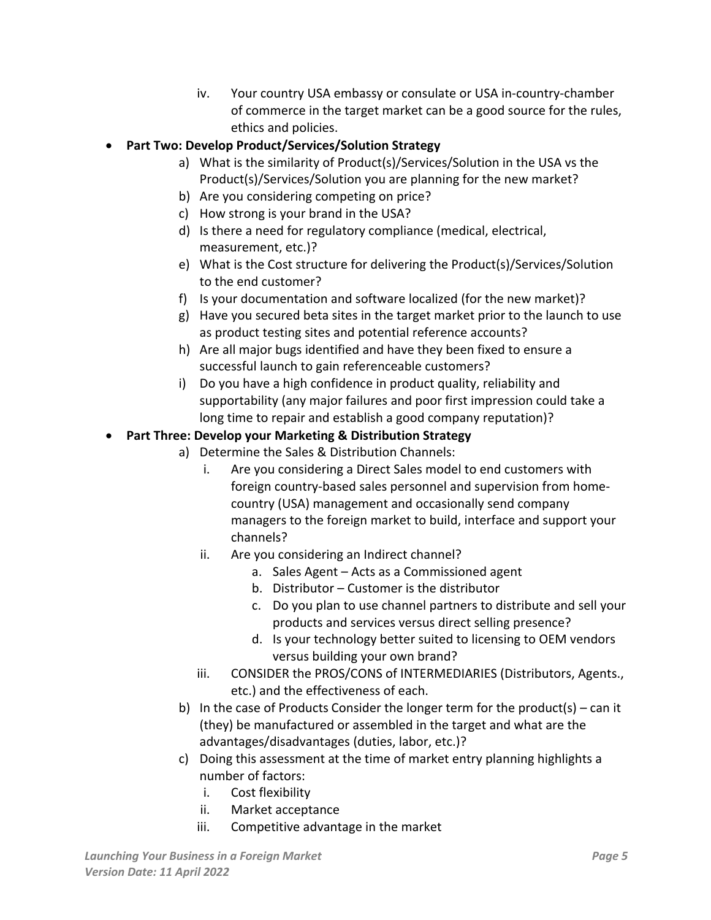iv. Your country USA embassy or consulate or USA in-country-chamber of commerce in the target market can be a good source for the rules, ethics and policies.

- **Part Two: Develop Product/Services/Solution Strategy**
  - a) What is the similarity of Product(s)/Services/Solution in the USA vs the Product(s)/Services/Solution you are planning for the new market?
  - b) Are you considering competing on price?
  - c) How strong is your brand in the USA?
  - d) Is there a need for regulatory compliance (medical, electrical, measurement, etc.)?
  - e) What is the Cost structure for delivering the Product(s)/Services/Solution to the end customer?
  - f) Is your documentation and software localized (for the new market)?
  - g) Have you secured beta sites in the target market prior to the launch to use as product testing sites and potential reference accounts?
  - h) Are all major bugs identified and have they been fixed to ensure a successful launch to gain referenceable customers?
  - i) Do you have a high confidence in product quality, reliability and supportability (any major failures and poor first impression could take a long time to repair and establish a good company reputation)?

- **Part Three: Develop your Marketing & Distribution Strategy**
  - a) Determine the Sales & Distribution Channels:
    - i. Are you considering a Direct Sales model to end customers with foreign country-based sales personnel and supervision from home-country (USA) management and occasionally send company managers to the foreign market to build, interface and support your channels?
    - ii. Are you considering an Indirect channel?
      - a. Sales Agent – Acts as a Commissioned agent
      - b. Distributor – Customer is the distributor
      - c. Do you plan to use channel partners to distribute and sell your products and services versus direct selling presence?
      - d. Is your technology better suited to licensing to OEM vendors versus building your own brand?
    - iii. CONSIDER the PROS/CONS of INTERMEDIARIES (Distributors, Agents., etc.) and the effectiveness of each.
  - b) In the case of Products Consider the longer term for the product(s) – can it (they) be manufactured or assembled in the target and what are the advantages/disadvantages (duties, labor, etc.)?
  - c) Doing this assessment at the time of market entry planning highlights a number of factors:
    - i. Cost flexibility
    - ii. Market acceptance
    - iii. Competitive advantage in the market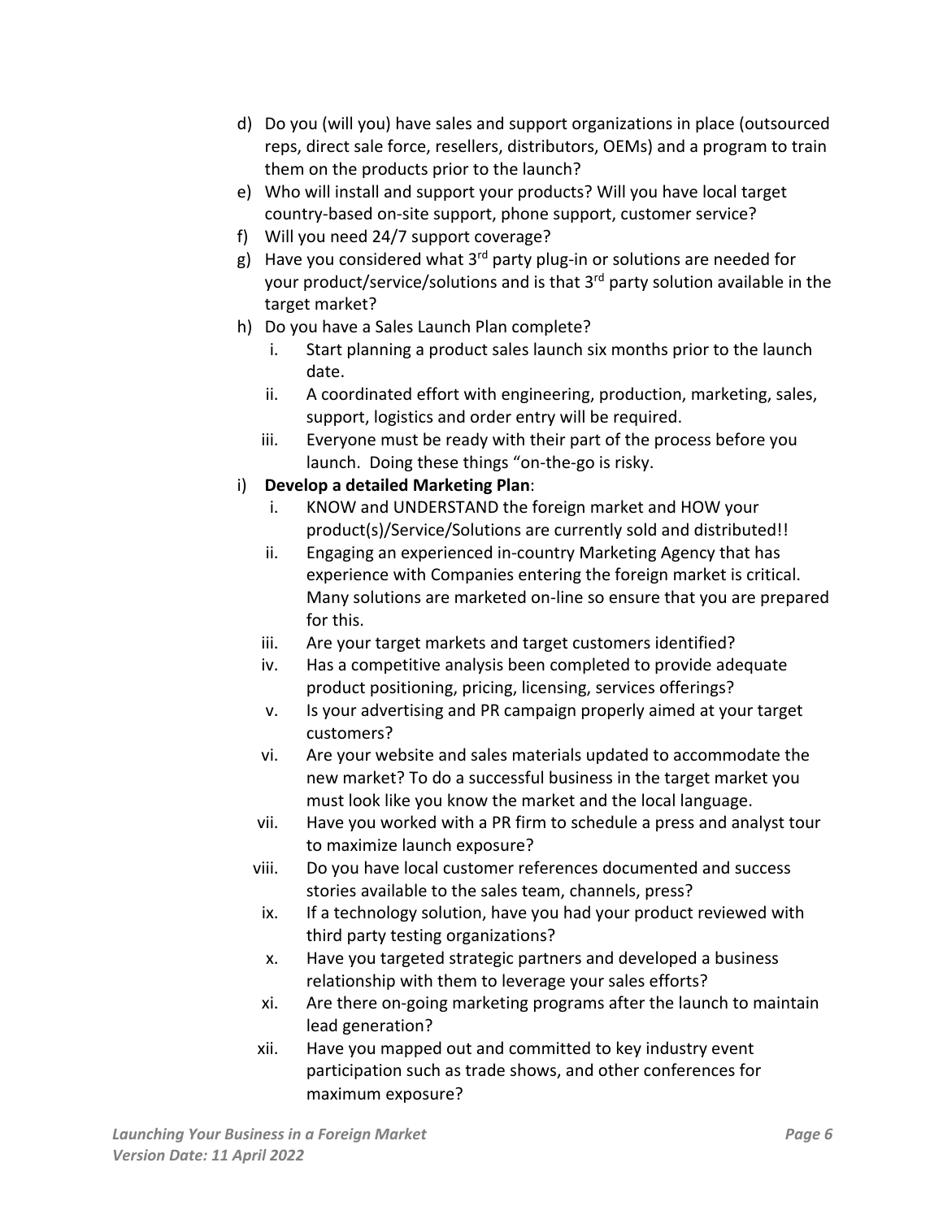d) Do you (will you) have sales and support organizations in place (outsourced reps, direct sale force, resellers, distributors, OEMs) and a program to train them on the products prior to the launch?
e) Who will install and support your products? Will you have local target country-based on-site support, phone support, customer service?
f) Will you need 24/7 support coverage?
g) Have you considered what 3rd party plug-in or solutions are needed for your product/service/solutions and is that 3rd party solution available in the target market?
h) Do you have a Sales Launch Plan complete?
   i. Start planning a product sales launch six months prior to the launch date.
   ii. A coordinated effort with engineering, production, marketing, sales, support, logistics and order entry will be required.
   iii. Everyone must be ready with their part of the process before you launch. Doing these things "on-the-go is risky.
i) **Develop a detailed Marketing Plan**:
   i. KNOW and UNDERSTAND the foreign market and HOW your product(s)/Service/Solutions are currently sold and distributed!!
   ii. Engaging an experienced in-country Marketing Agency that has experience with Companies entering the foreign market is critical. Many solutions are marketed on-line so ensure that you are prepared for this.
   iii. Are your target markets and target customers identified?
   iv. Has a competitive analysis been completed to provide adequate product positioning, pricing, licensing, services offerings?
   v. Is your advertising and PR campaign properly aimed at your target customers?
   vi. Are your website and sales materials updated to accommodate the new market? To do a successful business in the target market you must look like you know the market and the local language.
   vii. Have you worked with a PR firm to schedule a press and analyst tour to maximize launch exposure?
   viii. Do you have local customer references documented and success stories available to the sales team, channels, press?
   ix. If a technology solution, have you had your product reviewed with third party testing organizations?
   x. Have you targeted strategic partners and developed a business relationship with them to leverage your sales efforts?
   xi. Are there on-going marketing programs after the launch to maintain lead generation?
   xii. Have you mapped out and committed to key industry event participation such as trade shows, and other conferences for maximum exposure?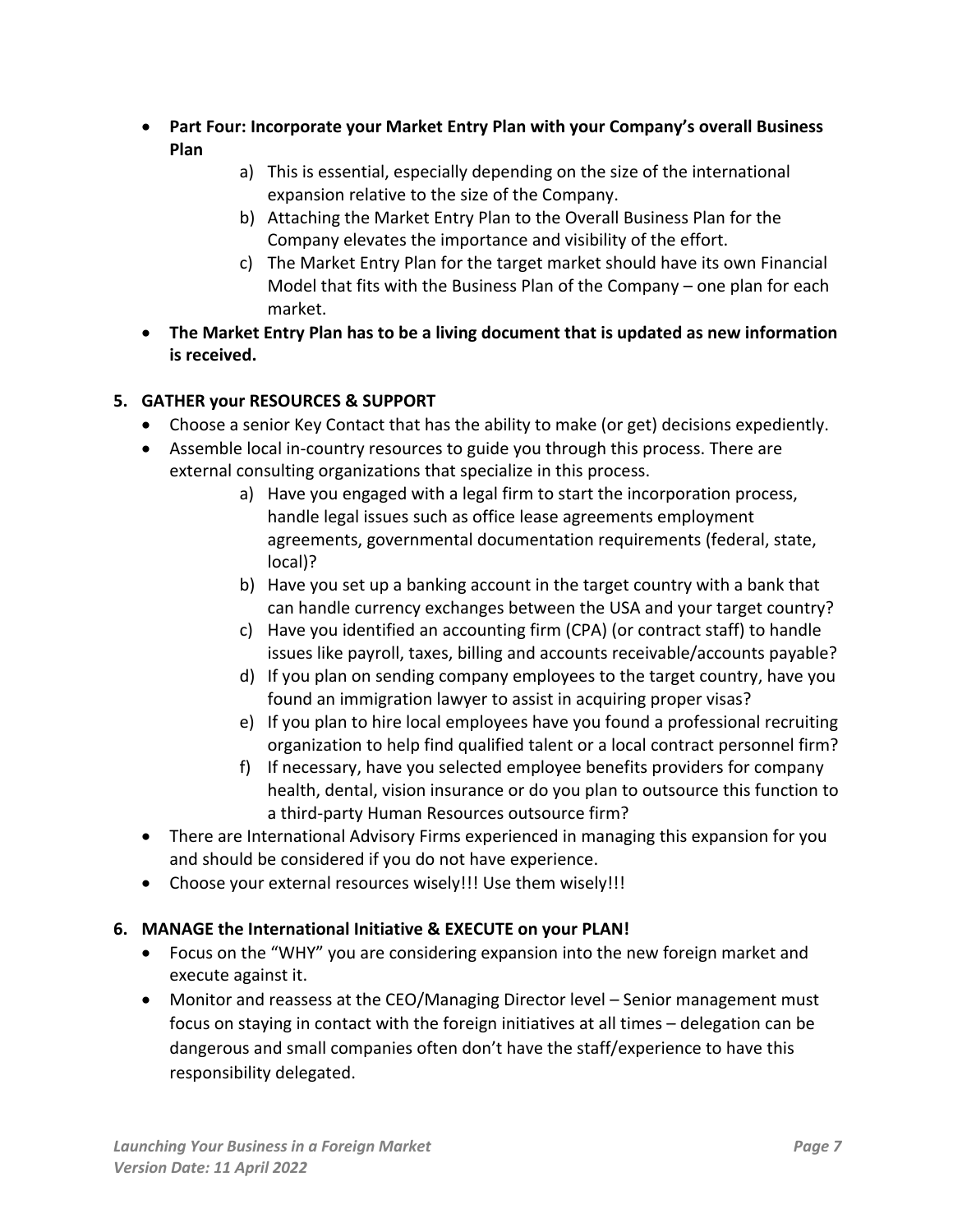- **Part Four: Incorporate your Market Entry Plan with your Company's overall Business Plan**
  a) This is essential, especially depending on the size of the international expansion relative to the size of the Company.
  b) Attaching the Market Entry Plan to the Overall Business Plan for the Company elevates the importance and visibility of the effort.
  c) The Market Entry Plan for the target market should have its own Financial Model that fits with the Business Plan of the Company – one plan for each market.
- **The Market Entry Plan has to be a living document that is updated as new information is received.**

## 5. GATHER your RESOURCES & SUPPORT

- Choose a senior Key Contact that has the ability to make (or get) decisions expediently.
- Assemble local in-country resources to guide you through this process. There are external consulting organizations that specialize in this process.
  a) Have you engaged with a legal firm to start the incorporation process, handle legal issues such as office lease agreements employment agreements, governmental documentation requirements (federal, state, local)?
  b) Have you set up a banking account in the target country with a bank that can handle currency exchanges between the USA and your target country?
  c) Have you identified an accounting firm (CPA) (or contract staff) to handle issues like payroll, taxes, billing and accounts receivable/accounts payable?
  d) If you plan on sending company employees to the target country, have you found an immigration lawyer to assist in acquiring proper visas?
  e) If you plan to hire local employees have you found a professional recruiting organization to help find qualified talent or a local contract personnel firm?
  f) If necessary, have you selected employee benefits providers for company health, dental, vision insurance or do you plan to outsource this function to a third-party Human Resources outsource firm?
- There are International Advisory Firms experienced in managing this expansion for you and should be considered if you do not have experience.
- Choose your external resources wisely!!! Use them wisely!!!

## 6. MANAGE the International Initiative & EXECUTE on your PLAN!

- Focus on the "WHY" you are considering expansion into the new foreign market and execute against it.
- Monitor and reassess at the CEO/Managing Director level – Senior management must focus on staying in contact with the foreign initiatives at all times – delegation can be dangerous and small companies often don't have the staff/experience to have this responsibility delegated.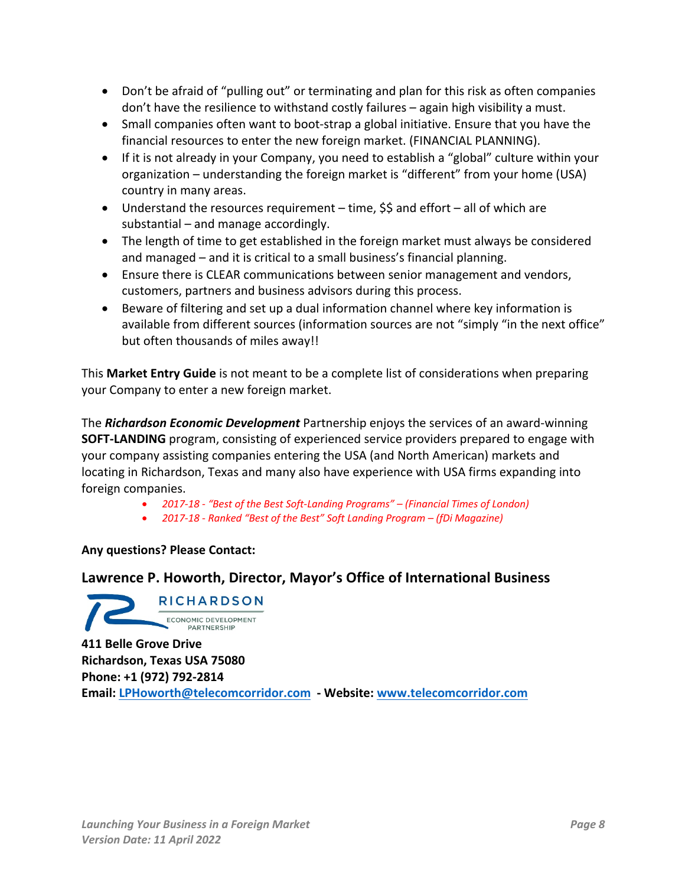- Don't be afraid of "pulling out" or terminating and plan for this risk as often companies don't have the resilience to withstand costly failures – again high visibility a must.
- Small companies often want to boot-strap a global initiative. Ensure that you have the financial resources to enter the new foreign market. (FINANCIAL PLANNING).
- If it is not already in your Company, you need to establish a "global" culture within your organization – understanding the foreign market is "different" from your home (USA) country in many areas.
- Understand the resources requirement – time, $$ and effort – all of which are substantial – and manage accordingly.
- The length of time to get established in the foreign market must always be considered and managed – and it is critical to a small business's financial planning.
- Ensure there is CLEAR communications between senior management and vendors, customers, partners and business advisors during this process.
- Beware of filtering and set up a dual information channel where key information is available from different sources (information sources are not "simply "in the next office" but often thousands of miles away!!

This **Market Entry Guide** is not meant to be a complete list of considerations when preparing your Company to enter a new foreign market.

The ***Richardson Economic Development*** Partnership enjoys the services of an award-winning **SOFT-LANDING** program, consisting of experienced service providers prepared to engage with your company assisting companies entering the USA (and North American) markets and locating in Richardson, Texas and many also have experience with USA firms expanding into foreign companies.

- *2017-18 - "Best of the Best Soft-Landing Programs" – (Financial Times of London)*
- *2017-18 - Ranked "Best of the Best" Soft Landing Program – (fDi Magazine)*

**Any questions? Please Contact:**

## Lawrence P. Howorth, Director, Mayor's Office of International Business

RICHARDSON
ECONOMIC DEVELOPMENT PARTNERSHIP

**411 Belle Grove Drive**
**Richardson, Texas USA 75080**
**Phone: +1 (972) 792-2814**
**Email: LPHoworth@telecomcorridor.com - Website: www.telecomcorridor.com**